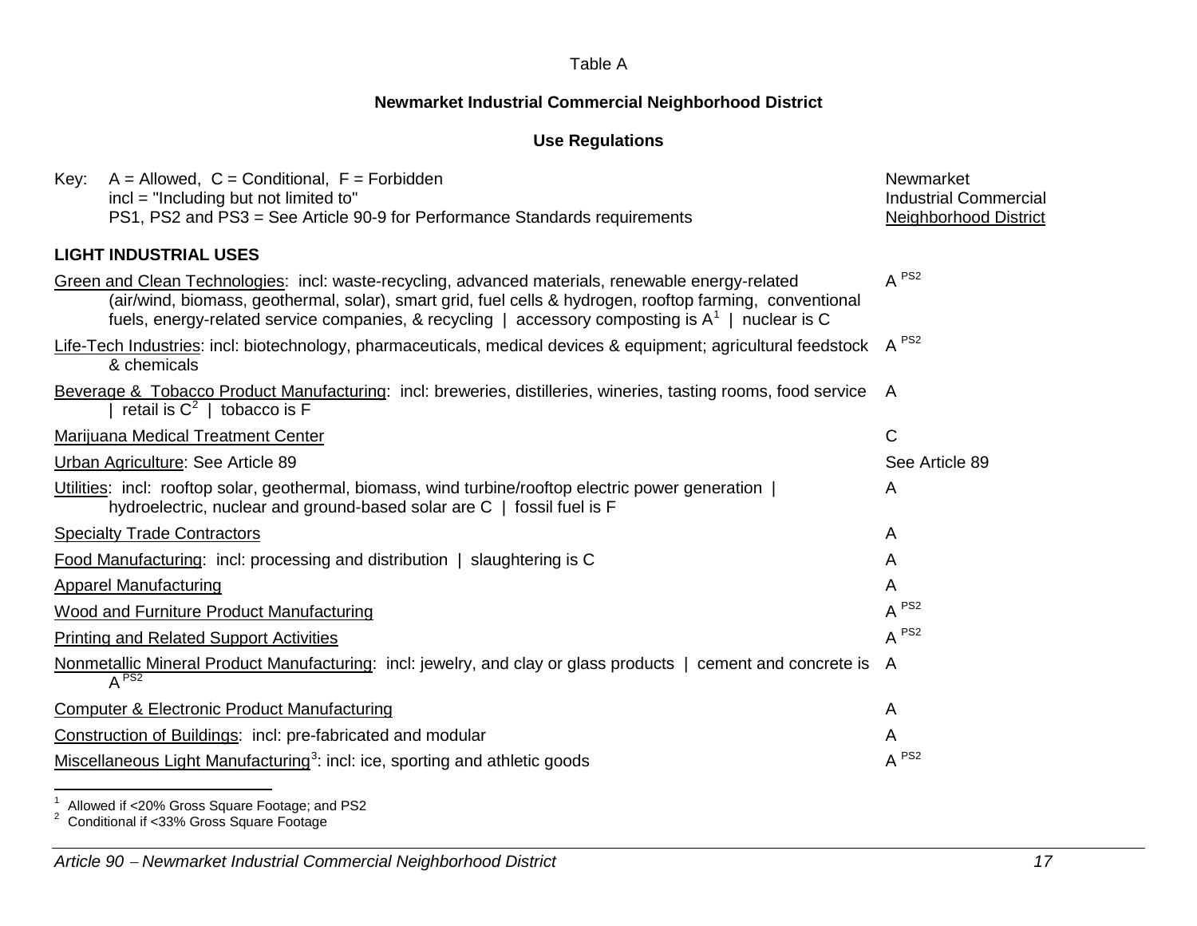Table A

**Newmarket Industrial Commercial Neighborhood District**

**Use Regulations**

Key: A = Allowed, C = Conditional, F = Forbidden
incl = "Including but not limited to"
PS1, PS2 and PS3 = See Article 90-9 for Performance Standards requirements

| | Newmarket Industrial Commercial Neighborhood District |
|---|---|
| **LIGHT INDUSTRIAL USES** | |
| Green and Clean Technologies: incl: waste-recycling, advanced materials, renewable energy-related (air/wind, biomass, geothermal, solar), smart grid, fuel cells & hydrogen, rooftop farming, conventional fuels, energy-related service companies, & recycling \| accessory composting is A[1] \| nuclear is C | A PS2 |
| Life-Tech Industries: incl: biotechnology, pharmaceuticals, medical devices & equipment; agricultural feedstock & chemicals | A PS2 |
| Beverage & Tobacco Product Manufacturing: incl: breweries, distilleries, wineries, tasting rooms, food service \| retail is C[2] \| tobacco is F | A |
| Marijuana Medical Treatment Center | C |
| Urban Agriculture: See Article 89 | See Article 89 |
| Utilities: incl: rooftop solar, geothermal, biomass, wind turbine/rooftop electric power generation \| hydroelectric, nuclear and ground-based solar are C \| fossil fuel is F | A |
| Specialty Trade Contractors | A |
| Food Manufacturing: incl: processing and distribution \| slaughtering is C | A |
| Apparel Manufacturing | A |
| Wood and Furniture Product Manufacturing | A PS2 |
| Printing and Related Support Activities | A PS2 |
| Nonmetallic Mineral Product Manufacturing: incl: jewelry, and clay or glass products \| cement and concrete is A PS2 | A |
| Computer & Electronic Product Manufacturing | A |
| Construction of Buildings: incl: pre-fabricated and modular | A |
| Miscellaneous Light Manufacturing[3]: incl: ice, sporting and athletic goods | A PS2 |

[1] Allowed if <20% Gross Square Footage; and PS2
[2] Conditional if <33% Gross Square Footage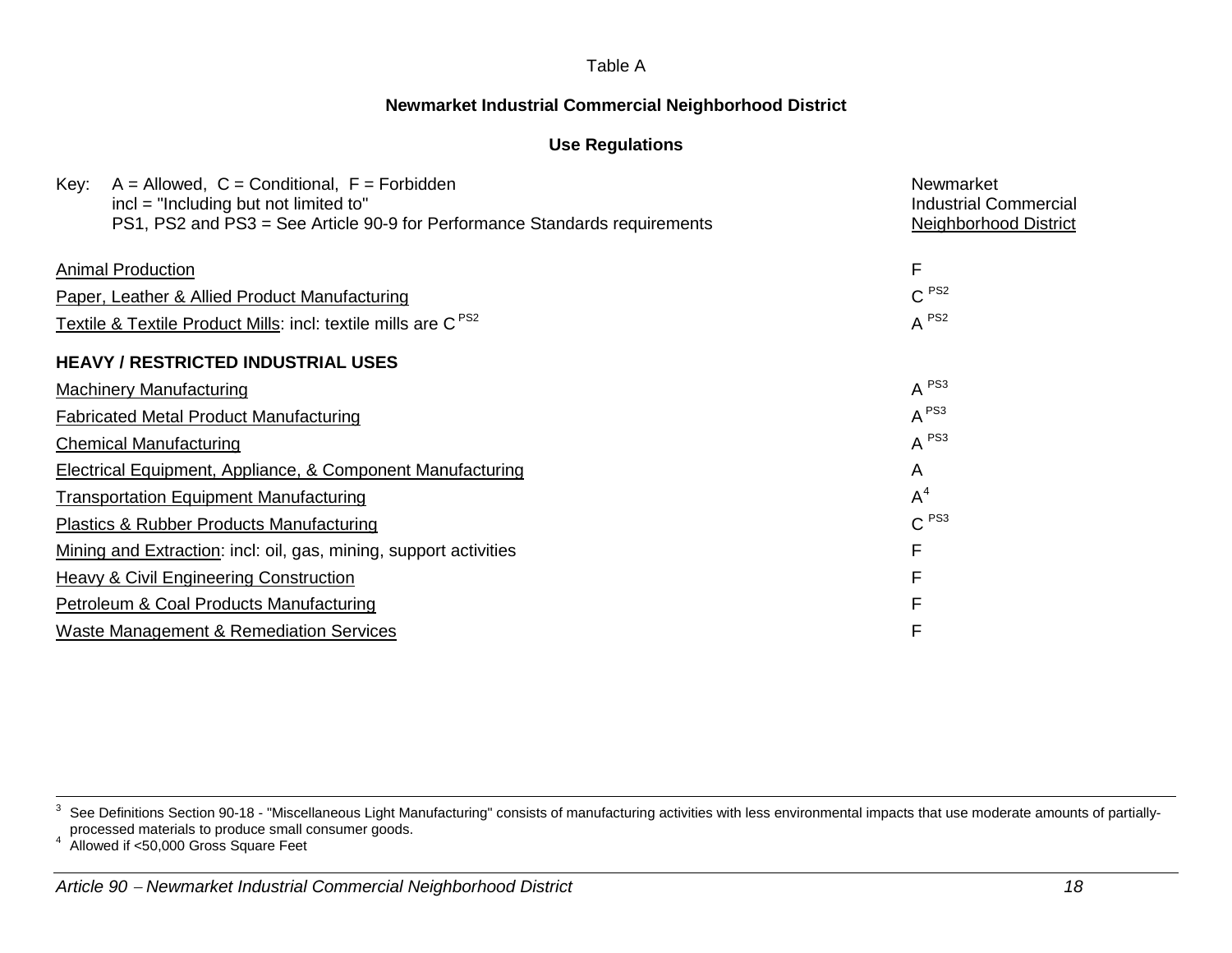Table A

**Newmarket Industrial Commercial Neighborhood District**

**Use Regulations**

Key: A = Allowed, C = Conditional, F = Forbidden
incl = "Including but not limited to"
PS1, PS2 and PS3 = See Article 90-9 for Performance Standards requirements

| | Newmarket Industrial Commercial Neighborhood District |
|---|---|
| Animal Production | F |
| Paper, Leather & Allied Product Manufacturing | C PS2 |
| Textile & Textile Product Mills: incl: textile mills are C PS2 | A PS2 |
| **HEAVY / RESTRICTED INDUSTRIAL USES** | |
| Machinery Manufacturing | A PS3 |
| Fabricated Metal Product Manufacturing | A PS3 |
| Chemical Manufacturing | A PS3 |
| Electrical Equipment, Appliance, & Component Manufacturing | A |
| Transportation Equipment Manufacturing | A[4] |
| Plastics & Rubber Products Manufacturing | C PS3 |
| Mining and Extraction: incl: oil, gas, mining, support activities | F |
| Heavy & Civil Engineering Construction | F |
| Petroleum & Coal Products Manufacturing | F |
| Waste Management & Remediation Services | F |

---

[3] See Definitions Section 90-18 - "Miscellaneous Light Manufacturing" consists of manufacturing activities with less environmental impacts that use moderate amounts of partially-processed materials to produce small consumer goods.

[4] Allowed if <50,000 Gross Square Feet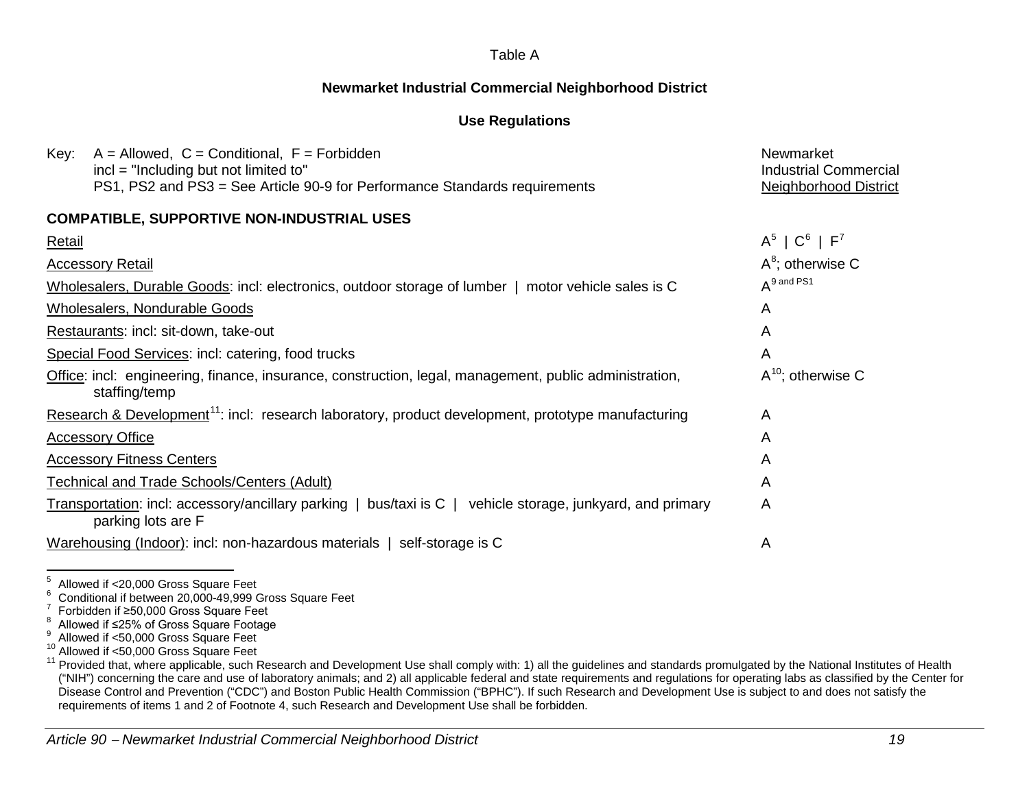Table A

**Newmarket Industrial Commercial Neighborhood District**

**Use Regulations**

Key: A = Allowed, C = Conditional, F = Forbidden
incl = "Including but not limited to"
PS1, PS2 and PS3 = See Article 90-9 for Performance Standards requirements

| | Newmarket Industrial Commercial Neighborhood District |
|---|---|
| **COMPATIBLE, SUPPORTIVE NON-INDUSTRIAL USES** | |
| Retail | A[5] \| C[6] \| F[7] |
| Accessory Retail | A[8]; otherwise C |
| Wholesalers, Durable Goods: incl: electronics, outdoor storage of lumber \| motor vehicle sales is C | A[9 and PS1] |
| Wholesalers, Nondurable Goods | A |
| Restaurants: incl: sit-down, take-out | A |
| Special Food Services: incl: catering, food trucks | A |
| Office: incl: engineering, finance, insurance, construction, legal, management, public administration, staffing/temp | A[10]; otherwise C |
| Research & Development[11]: incl: research laboratory, product development, prototype manufacturing | A |
| Accessory Office | A |
| Accessory Fitness Centers | A |
| Technical and Trade Schools/Centers (Adult) | A |
| Transportation: incl: accessory/ancillary parking \| bus/taxi is C \| vehicle storage, junkyard, and primary parking lots are F | A |
| Warehousing (Indoor): incl: non-hazardous materials \| self-storage is C | A |

[5] Allowed if <20,000 Gross Square Feet

[6] Conditional if between 20,000-49,999 Gross Square Feet

[7] Forbidden if ≥50,000 Gross Square Feet

[8] Allowed if ≤25% of Gross Square Footage

[9] Allowed if <50,000 Gross Square Feet

[10] Allowed if <50,000 Gross Square Feet

[11] Provided that, where applicable, such Research and Development Use shall comply with: 1) all the guidelines and standards promulgated by the National Institutes of Health ("NIH") concerning the care and use of laboratory animals; and 2) all applicable federal and state requirements and regulations for operating labs as classified by the Center for Disease Control and Prevention ("CDC") and Boston Public Health Commission ("BPHC"). If such Research and Development Use is subject to and does not satisfy the requirements of items 1 and 2 of Footnote 4, such Research and Development Use shall be forbidden.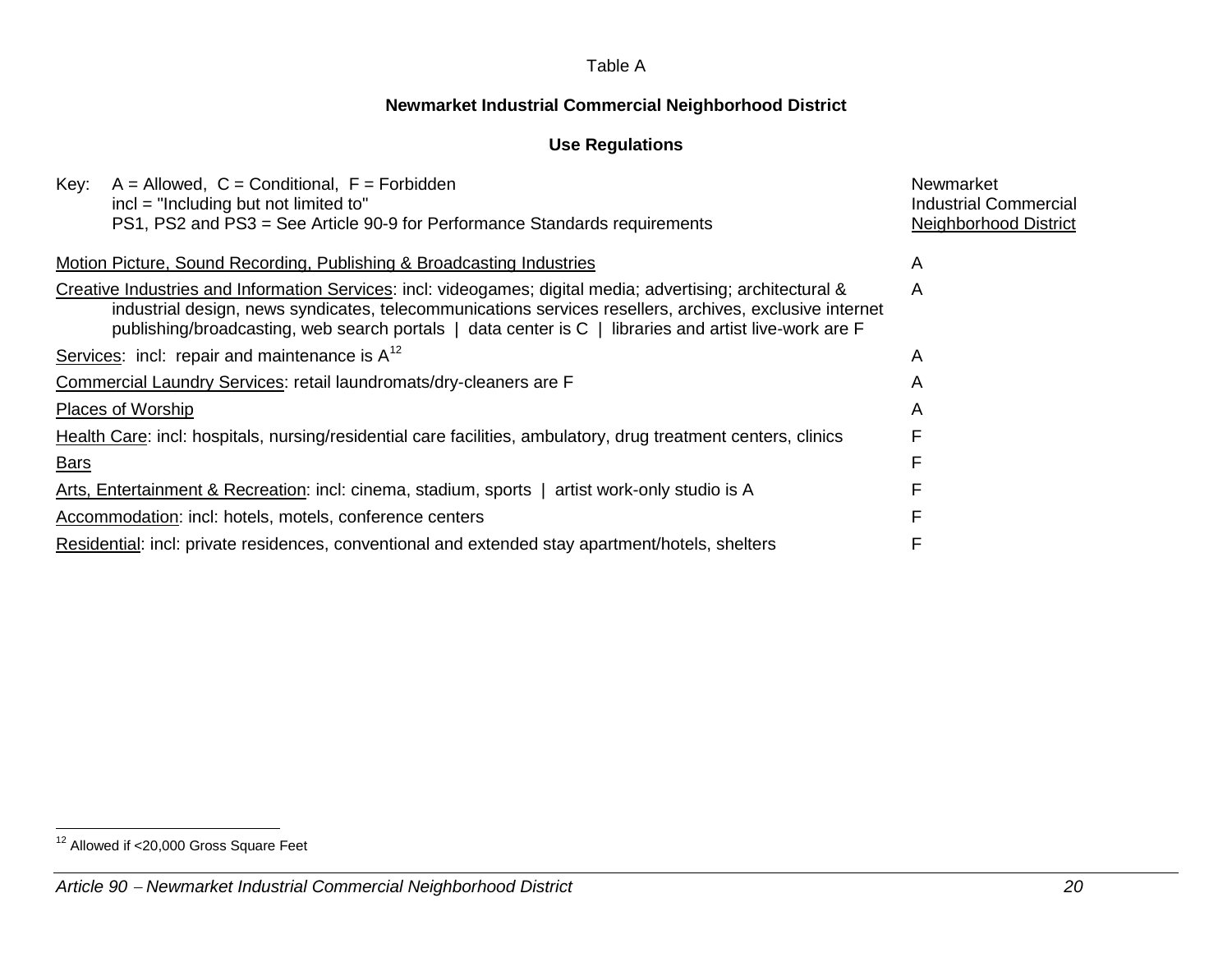Table A

**Newmarket Industrial Commercial Neighborhood District**

**Use Regulations**

| Key: A = Allowed, C = Conditional, F = Forbidden<br>incl = "Including but not limited to"<br>PS1, PS2 and PS3 = See Article 90-9 for Performance Standards requirements | Newmarket Industrial Commercial Neighborhood District |
|---|---|
| Motion Picture, Sound Recording, Publishing & Broadcasting Industries | A |
| Creative Industries and Information Services: incl: videogames; digital media; advertising; architectural & industrial design, news syndicates, telecommunications services resellers, archives, exclusive internet publishing/broadcasting, web search portals \| data center is C \| libraries and artist live-work are F | A |
| Services: incl: repair and maintenance is A[12] | A |
| Commercial Laundry Services: retail laundromats/dry-cleaners are F | A |
| Places of Worship | A |
| Health Care: incl: hospitals, nursing/residential care facilities, ambulatory, drug treatment centers, clinics | F |
| Bars | F |
| Arts, Entertainment & Recreation: incl: cinema, stadium, sports \| artist work-only studio is A | F |
| Accommodation: incl: hotels, motels, conference centers | F |
| Residential: incl: private residences, conventional and extended stay apartment/hotels, shelters | F |

[12] Allowed if <20,000 Gross Square Feet